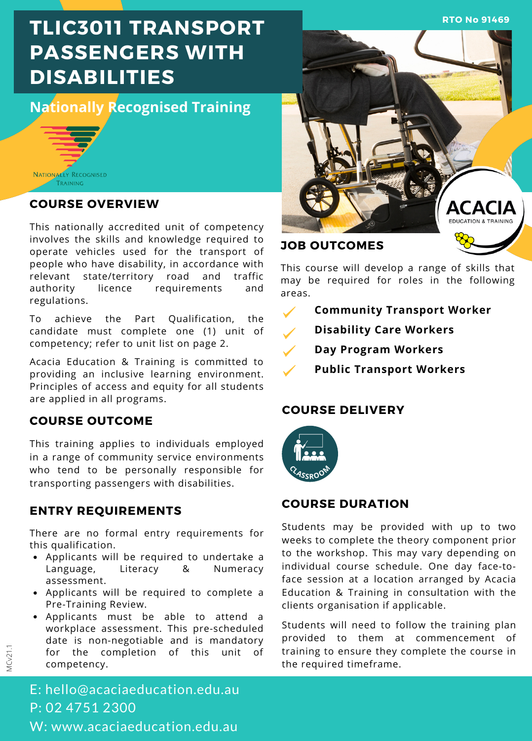# TLIC3011 TRANSPORT PASSENGERS WITH DISABILITIES

RTO No 91469

## Nationally Recognised Training

NATIONALLY RECOGNISED TRAINING

## COURSE OVERVIEW

This nationally accredited unit of competency involves the skills and knowledge required to operate vehicles used for the transport of people who have disability, in accordance with relevant state/territory road and traffic authority licence requirements and regulations.

To achieve the Part Qualification, the candidate must complete one (1) unit of competency; refer to unit list on page 2.

Acacia Education & Training is committed to providing an inclusive learning environment. Principles of access and equity for all students are applied in all programs.

## COURSE OUTCOME

This training applies to individuals employed in a range of community service environments who tend to be personally responsible for transporting passengers with disabilities.

## ENTRY REQUIREMENTS

There are no formal entry requirements for this qualification.

- Applicants will be required to undertake a Language, Literacy & Numeracy assessment.
- Applicants will be required to complete a Pre-Training Review.
- Applicants must be able to attend a workplace assessment. This pre-scheduled date is non-negotiable and is mandatory for the completion of this unit of competency.

ACACIA EDUCATION & TRAINING

## JOB OUTCOMES

This course will develop a range of skills that may be required for roles in the following areas.

- ✓ **Community Transport Worker**
- ✓ **Disability Care Workers**
- ✓ **Day Program Workers**
- ✓ **Public Transport Workers**

## COURSE DELIVERY

CLASSROOM

## COURSE DURATION

Students may be provided with up to two weeks to complete the theory component prior to the workshop. This may vary depending on individual course schedule. One day face-to-face session at a location arranged by Acacia Education & Training in consultation with the clients organisation if applicable.

Students will need to follow the training plan provided to them at commencement of training to ensure they complete the course in the required timeframe.

E: hello@acaciaeducation.edu.au
P: 02 4751 2300
W: www.acaciaeducation.edu.au

MCv21.1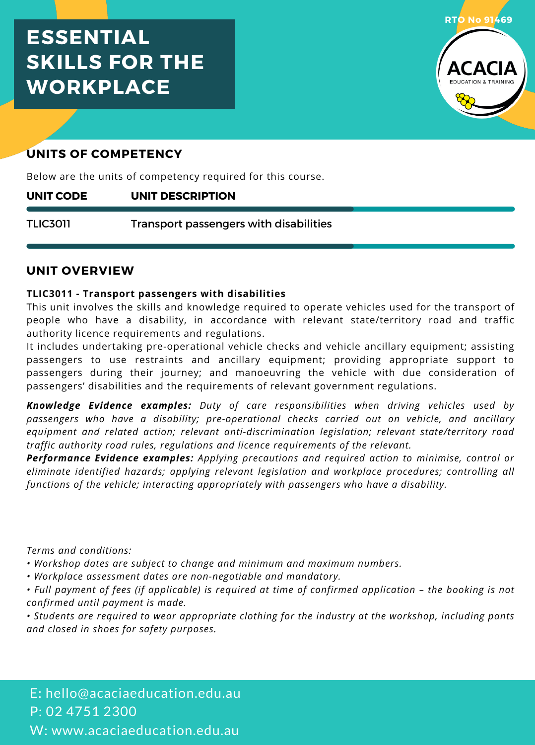# ESSENTIAL SKILLS FOR THE WORKPLACE

RTO No 91469

ACACIA
EDUCATION & TRAINING

## UNITS OF COMPETENCY

Below are the units of competency required for this course.

| UNIT CODE | UNIT DESCRIPTION |
|---|---|
| TLIC3011 | Transport passengers with disabilities |

## UNIT OVERVIEW

**TLIC3011 - Transport passengers with disabilities**

This unit involves the skills and knowledge required to operate vehicles used for the transport of people who have a disability, in accordance with relevant state/territory road and traffic authority licence requirements and regulations.

It includes undertaking pre-operational vehicle checks and vehicle ancillary equipment; assisting passengers to use restraints and ancillary equipment; providing appropriate support to passengers during their journey; and manoeuvring the vehicle with due consideration of passengers' disabilities and the requirements of relevant government regulations.

***Knowledge Evidence examples:*** *Duty of care responsibilities when driving vehicles used by passengers who have a disability; pre-operational checks carried out on vehicle, and ancillary equipment and related action; relevant anti-discrimination legislation; relevant state/territory road traffic authority road rules, regulations and licence requirements of the relevant.*

***Performance Evidence examples:*** *Applying precautions and required action to minimise, control or eliminate identified hazards; applying relevant legislation and workplace procedures; controlling all functions of the vehicle; interacting appropriately with passengers who have a disability.*

*Terms and conditions:*

- *Workshop dates are subject to change and minimum and maximum numbers.*
- *Workplace assessment dates are non-negotiable and mandatory.*
- *Full payment of fees (if applicable) is required at time of confirmed application – the booking is not confirmed until payment is made.*
- *Students are required to wear appropriate clothing for the industry at the workshop, including pants and closed in shoes for safety purposes.*

E: hello@acaciaeducation.edu.au
P: 02 4751 2300
W: www.acaciaeducation.edu.au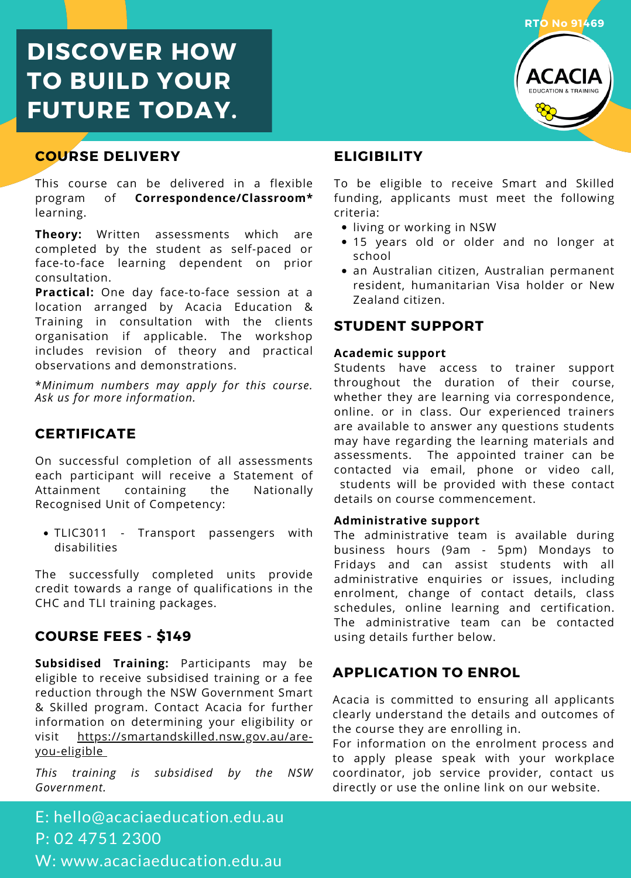# DISCOVER HOW TO BUILD YOUR FUTURE TODAY.

RTO No 91469

ACACIA EDUCATION & TRAINING

## COURSE DELIVERY

This course can be delivered in a flexible program of **Correspondence/Classroom*** learning.

**Theory:** Written assessments which are completed by the student as self-paced or face-to-face learning dependent on prior consultation.

**Practical:** One day face-to-face session at a location arranged by Acacia Education & Training in consultation with the clients organisation if applicable. The workshop includes revision of theory and practical observations and demonstrations.

**Minimum numbers may apply for this course. Ask us for more information.*

## CERTIFICATE

On successful completion of all assessments each participant will receive a Statement of Attainment containing the Nationally Recognised Unit of Competency:

- TLIC3011 - Transport passengers with disabilities

The successfully completed units provide credit towards a range of qualifications in the CHC and TLI training packages.

## COURSE FEES - $149

**Subsidised Training:** Participants may be eligible to receive subsidised training or a fee reduction through the NSW Government Smart & Skilled program. Contact Acacia for further information on determining your eligibility or visit https://smartandskilled.nsw.gov.au/are-you-eligible

*This training is subsidised by the NSW Government.*

## ELIGIBILITY

To be eligible to receive Smart and Skilled funding, applicants must meet the following criteria:

- living or working in NSW
- 15 years old or older and no longer at school
- an Australian citizen, Australian permanent resident, humanitarian Visa holder or New Zealand citizen.

## STUDENT SUPPORT

### Academic support

Students have access to trainer support throughout the duration of their course, whether they are learning via correspondence, online. or in class. Our experienced trainers are available to answer any questions students may have regarding the learning materials and assessments. The appointed trainer can be contacted via email, phone or video call, students will be provided with these contact details on course commencement.

### Administrative support

The administrative team is available during business hours (9am - 5pm) Mondays to Fridays and can assist students with all administrative enquiries or issues, including enrolment, change of contact details, class schedules, online learning and certification. The administrative team can be contacted using details further below.

## APPLICATION TO ENROL

Acacia is committed to ensuring all applicants clearly understand the details and outcomes of the course they are enrolling in.

For information on the enrolment process and to apply please speak with your workplace coordinator, job service provider, contact us directly or use the online link on our website.

E: hello@acaciaeducation.edu.au
P: 02 4751 2300
W: www.acaciaeducation.edu.au